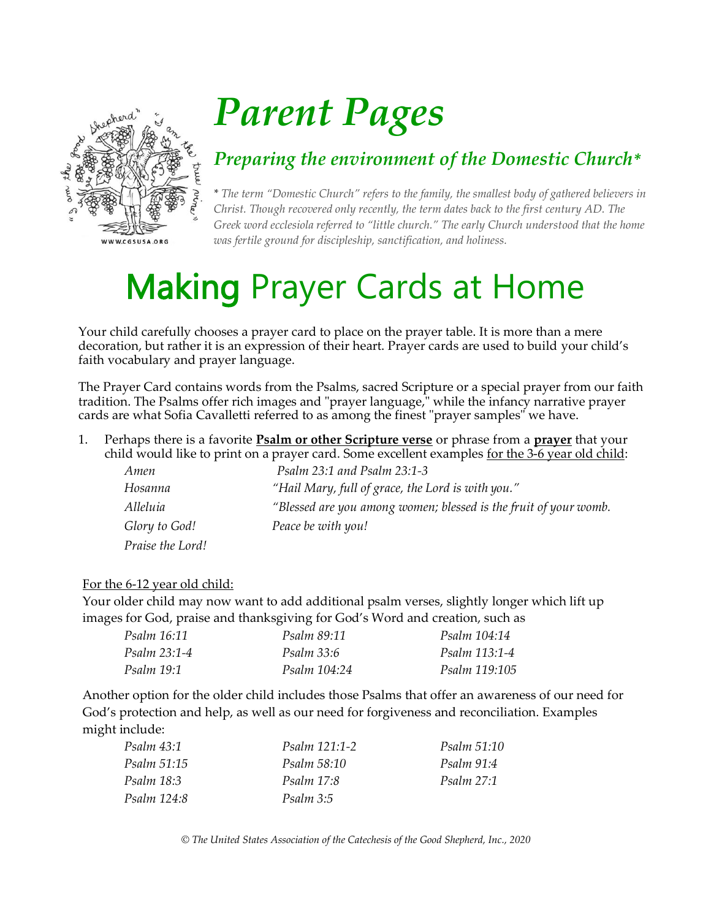# *Parent Pages*

## *Preparing the environment of the Domestic Church**

\* *The term "Domestic Church" refers to the family, the smallest body of gathered believers in Christ. Though recovered only recently, the term dates back to the first century AD. The Greek word ecclesiola referred to "little church." The early Church understood that the home was fertile ground for discipleship, sanctification, and holiness.*

# **Making** Prayer Cards at Home

Your child carefully chooses a prayer card to place on the prayer table. It is more than a mere decoration, but rather it is an expression of their heart. Prayer cards are used to build your child's faith vocabulary and prayer language.

The Prayer Card contains words from the Psalms, sacred Scripture or a special prayer from our faith tradition. The Psalms offer rich images and "prayer language," while the infancy narrative prayer cards are what Sofia Cavalletti referred to as among the finest "prayer samples" we have.

1. Perhaps there is a favorite **Psalm or other Scripture verse** or phrase from a **prayer** that your child would like to print on a prayer card. Some excellent examples for the 3-6 year old child:

| | |
|---|---|
| *Amen* | *Psalm 23:1 and Psalm 23:1-3* |
| *Hosanna* | *"Hail Mary, full of grace, the Lord is with you."* |
| *Alleluia* | *"Blessed are you among women; blessed is the fruit of your womb.* |
| *Glory to God!* | *Peace be with you!* |
| *Praise the Lord!* | |

For the 6-12 year old child:

Your older child may now want to add additional psalm verses, slightly longer which lift up images for God, praise and thanksgiving for God's Word and creation, such as

| | | |
|---|---|---|
| *Psalm 16:11* | *Psalm 89:11* | *Psalm 104:14* |
| *Psalm 23:1-4* | *Psalm 33:6* | *Psalm 113:1-4* |
| *Psalm 19:1* | *Psalm 104:24* | *Psalm 119:105* |

Another option for the older child includes those Psalms that offer an awareness of our need for God's protection and help, as well as our need for forgiveness and reconciliation. Examples might include:

| | | |
|---|---|---|
| *Psalm 43:1* | *Psalm 121:1-2* | *Psalm 51:10* |
| *Psalm 51:15* | *Psalm 58:10* | *Psalm 91:4* |
| *Psalm 18:3* | *Psalm 17:8* | *Psalm 27:1* |
| *Psalm 124:8* | *Psalm 3:5* | |

*© The United States Association of the Catechesis of the Good Shepherd, Inc., 2020*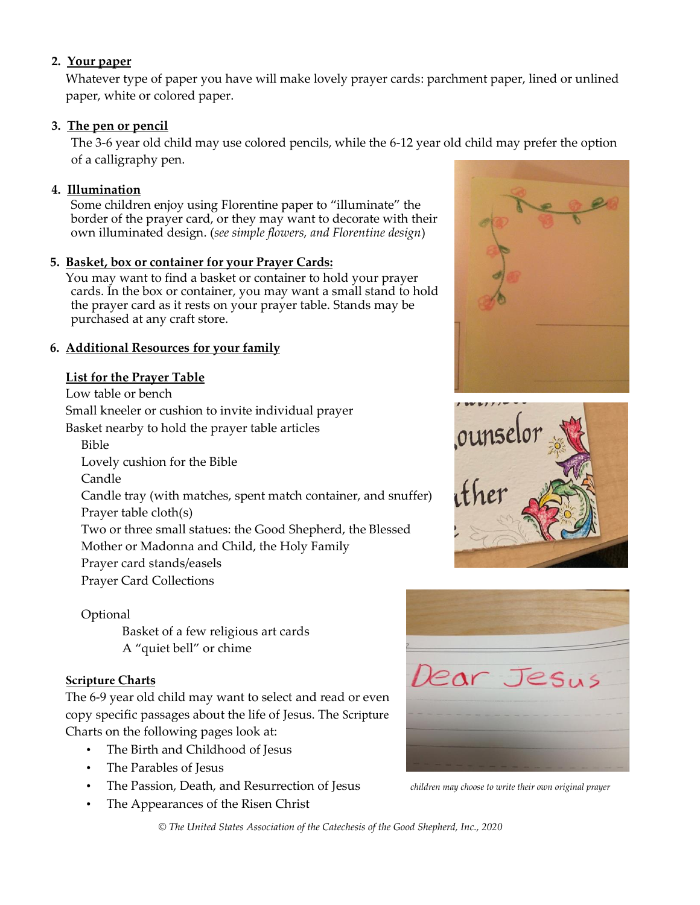2. **Your paper**

   Whatever type of paper you have will make lovely prayer cards: parchment paper, lined or unlined paper, white or colored paper.

3. **The pen or pencil**

   The 3-6 year old child may use colored pencils, while the 6-12 year old child may prefer the option of a calligraphy pen.

4. **Illumination**

   Some children enjoy using Florentine paper to "illuminate" the border of the prayer card, or they may want to decorate with their own illuminated design. (*see simple flowers, and Florentine design*)

5. **Basket, box or container for your Prayer Cards:**

   You may want to find a basket or container to hold your prayer cards. In the box or container, you may want a small stand to hold the prayer card as it rests on your prayer table. Stands may be purchased at any craft store.

6. **Additional Resources for your family**

**List for the Prayer Table**

Low table or bench
Small kneeler or cushion to invite individual prayer
Basket nearby to hold the prayer table articles

- Bible
- Lovely cushion for the Bible
- Candle
- Candle tray (with matches, spent match container, and snuffer)
- Prayer table cloth(s)
- Two or three small statues: the Good Shepherd, the Blessed Mother or Madonna and Child, the Holy Family
- Prayer card stands/easels
- Prayer Card Collections

Optional

- Basket of a few religious art cards
- A "quiet bell" or chime

**Scripture Charts**

The 6-9 year old child may want to select and read or even copy specific passages about the life of Jesus. The Scripture Charts on the following pages look at:

- The Birth and Childhood of Jesus
- The Parables of Jesus
- The Passion, Death, and Resurrection of Jesus
- The Appearances of the Risen Christ

*children may choose to write their own original prayer*

*© The United States Association of the Catechesis of the Good Shepherd, Inc., 2020*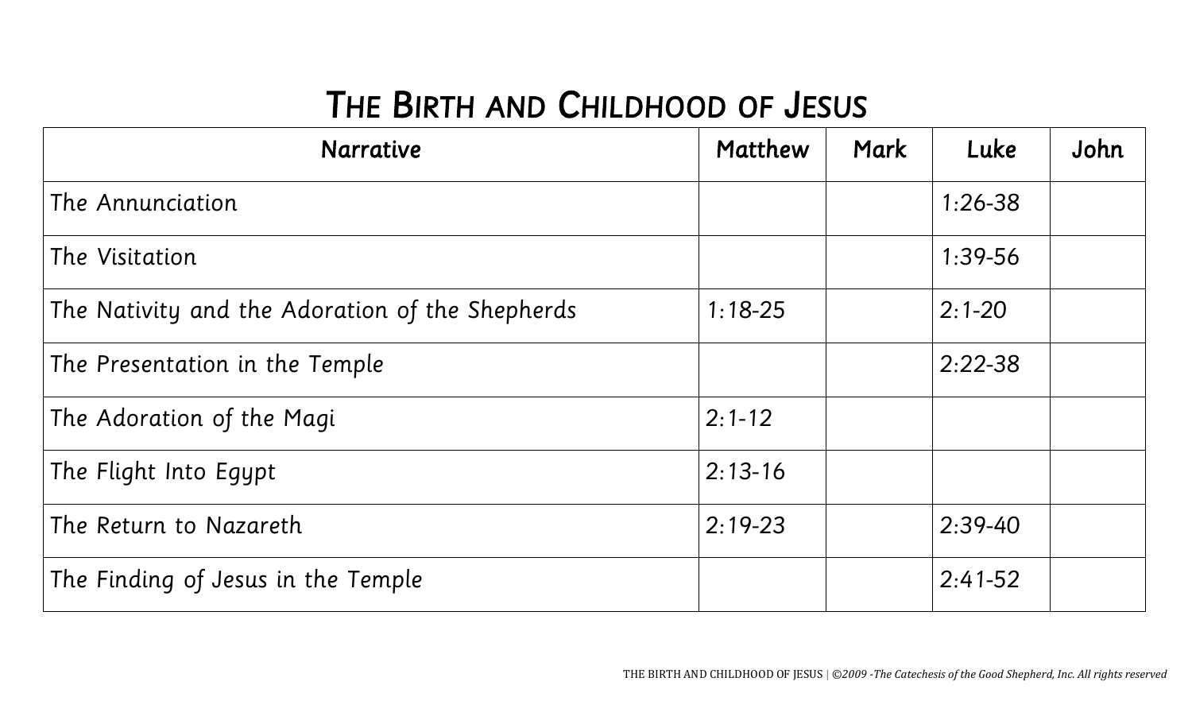# THE BIRTH AND CHILDHOOD OF JESUS

| Narrative | Matthew | Mark | Luke | John |
| --- | --- | --- | --- | --- |
| The Annunciation | | | 1:26-38 | |
| The Visitation | | | 1:39-56 | |
| The Nativity and the Adoration of the Shepherds | 1:18-25 | | 2:1-20 | |
| The Presentation in the Temple | | | 2:22-38 | |
| The Adoration of the Magi | 2:1-12 | | | |
| The Flight Into Egypt | 2:13-16 | | | |
| The Return to Nazareth | 2:19-23 | | 2:39-40 | |
| The Finding of Jesus in the Temple | | | 2:41-52 | |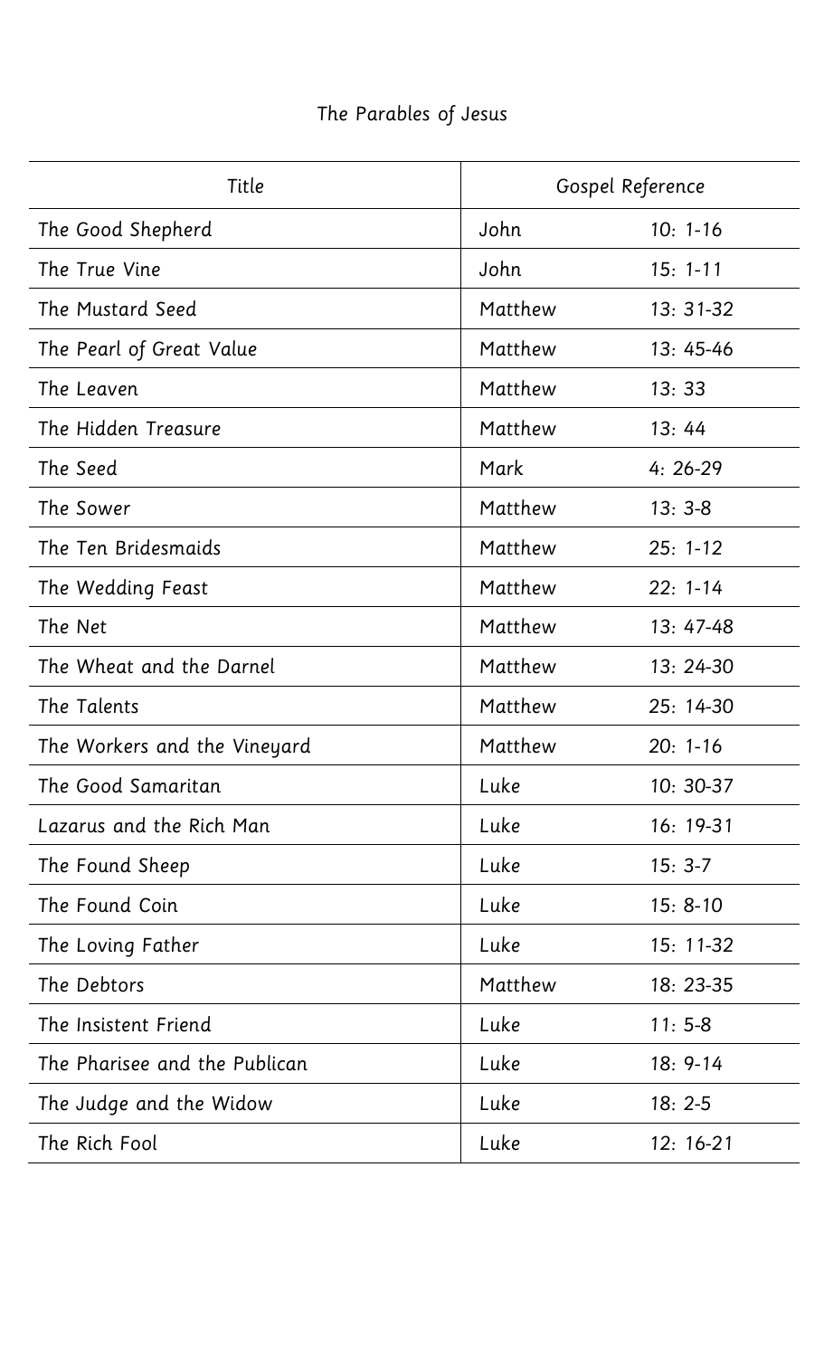# The Parables of Jesus

| Title | Gospel Reference | |
|---|---|---|
| The Good Shepherd | John | 10: 1-16 |
| The True Vine | John | 15: 1-11 |
| The Mustard Seed | Matthew | 13: 31-32 |
| The Pearl of Great Value | Matthew | 13: 45-46 |
| The Leaven | Matthew | 13: 33 |
| The Hidden Treasure | Matthew | 13: 44 |
| The Seed | Mark | 4: 26-29 |
| The Sower | Matthew | 13: 3-8 |
| The Ten Bridesmaids | Matthew | 25: 1-12 |
| The Wedding Feast | Matthew | 22: 1-14 |
| The Net | Matthew | 13: 47-48 |
| The Wheat and the Darnel | Matthew | 13: 24-30 |
| The Talents | Matthew | 25: 14-30 |
| The Workers and the Vineyard | Matthew | 20: 1-16 |
| The Good Samaritan | Luke | 10: 30-37 |
| Lazarus and the Rich Man | Luke | 16: 19-31 |
| The Found Sheep | Luke | 15: 3-7 |
| The Found Coin | Luke | 15: 8-10 |
| The Loving Father | Luke | 15: 11-32 |
| The Debtors | Matthew | 18: 23-35 |
| The Insistent Friend | Luke | 11: 5-8 |
| The Pharisee and the Publican | Luke | 18: 9-14 |
| The Judge and the Widow | Luke | 18: 2-5 |
| The Rich Fool | Luke | 12: 16-21 |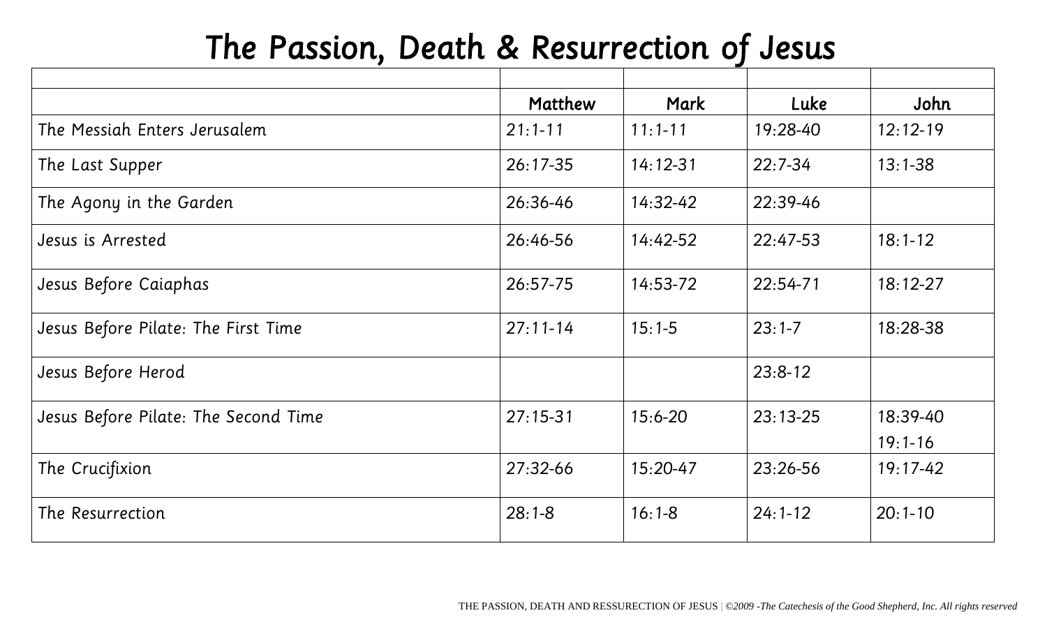# The Passion, Death & Resurrection of Jesus

| | Matthew | Mark | Luke | John |
|---|---|---|---|---|
| The Messiah Enters Jerusalem | 21:1-11 | 11:1-11 | 19:28-40 | 12:12-19 |
| The Last Supper | 26:17-35 | 14:12-31 | 22:7-34 | 13:1-38 |
| The Agony in the Garden | 26:36-46 | 14:32-42 | 22:39-46 | |
| Jesus is Arrested | 26:46-56 | 14:42-52 | 22:47-53 | 18:1-12 |
| Jesus Before Caiaphas | 26:57-75 | 14:53-72 | 22:54-71 | 18:12-27 |
| Jesus Before Pilate: The First Time | 27:11-14 | 15:1-5 | 23:1-7 | 18:28-38 |
| Jesus Before Herod | | | 23:8-12 | |
| Jesus Before Pilate: The Second Time | 27:15-31 | 15:6-20 | 23:13-25 | 18:39-40<br>19:1-16 |
| The Crucifixion | 27:32-66 | 15:20-47 | 23:26-56 | 19:17-42 |
| The Resurrection | 28:1-8 | 16:1-8 | 24:1-12 | 20:1-10 |

THE PASSION, DEATH AND RESSURECTION OF JESUS | *©2009 -The Catechesis of the Good Shepherd, Inc. All rights reserved*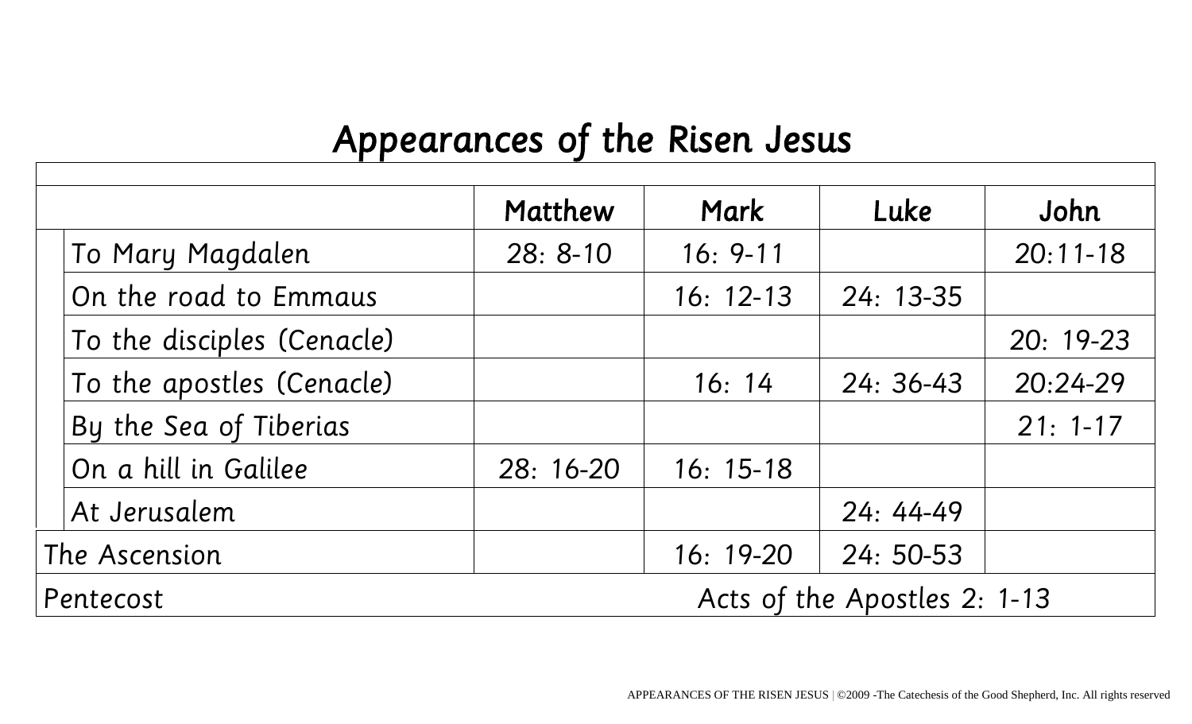# Appearances of the Risen Jesus

| | Matthew | Mark | Luke | John |
|---|---|---|---|---|
| To Mary Magdalen | 28: 8-10 | 16: 9-11 | | 20:11-18 |
| On the road to Emmaus | | 16: 12-13 | 24: 13-35 | |
| To the disciples (Cenacle) | | | | 20: 19-23 |
| To the apostles (Cenacle) | | 16: 14 | 24: 36-43 | 20:24-29 |
| By the Sea of Tiberias | | | | 21: 1-17 |
| On a hill in Galilee | 28: 16-20 | 16: 15-18 | | |
| At Jerusalem | | | 24: 44-49 | |
| The Ascension | | 16: 19-20 | 24: 50-53 | |
| Pentecost | Acts of the Apostles 2: 1-13 | | | |

APPEARANCES OF THE RISEN JESUS | ©2009 -The Catechesis of the Good Shepherd, Inc. All rights reserved